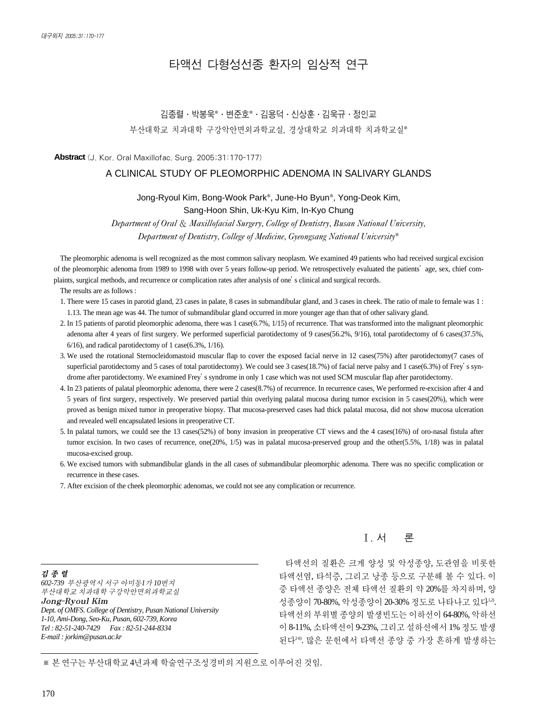# 타액선 다형성선종 환자의 임상적 연구

김종렬 · 박봉욱* · 변준호* · 김용덕 · 신상훈 · 김욱규 · 정인교

부산대학교 치과대학 구강악안면외과학교실, 경상대학교 의과대학 치과학교실*

**Abstract** (J. Kor. Oral Maxillofac. Surg. 2005;31:170-177)

## A CLINICAL STUDY OF PLEOMORPHIC ADENOMA IN SALIVARY GLANDS

Jong-Ryoul Kim, Bong-Wook Park*, June-Ho Byun*, Yong-Deok Kim, Sang-Hoon Shin, Uk-Kyu Kim, In-Kyo Chung

*Department of Oral & Maxillofacial Surgery, College of Dentistry, Busan National University, Department of Dentistry, College of Medicine, Gyeongsang National University**

The pleomorphic adenoma is well recognized as the most common salivary neoplasm. We examined 49 patients who had received surgical excision of the pleomorphic adenoma from 1989 to 1998 with over 5 years follow-up period. We retrospectively evaluated the patients' age, sex, chief complaints, surgical methods, and recurrence or complication rates after analysis of one's clinical and surgical records.

The results are as follows :

1. There were 15 cases in parotid gland, 23 cases in palate, 8 cases in submandibular gland, and 3 cases in cheek. The ratio of male to female was 1 : 1.13. The mean age was 44. The tumor of submandibular gland occurred in more younger age than that of other salivary gland.
2. In 15 patients of parotid pleomorphic adenoma, there was 1 case(6.7%, 1/15) of recurrence. That was transformed into the malignant pleomorphic adenoma after 4 years of first surgery. We performed superficial parotidectomy of 9 cases(56.2%, 9/16), total parotidectomy of 6 cases(37.5%, 6/16), and radical parotidectomy of 1 case(6.3%, 1/16).
3. We used the rotational Sternocleidomastoid muscular flap to cover the exposed facial nerve in 12 cases(75%) after parotidectomy(7 cases of superficial parotidectomy and 5 cases of total parotidectomy). We could see 3 cases(18.7%) of facial nerve palsy and 1 case(6.3%) of Frey's syndrome after parotidectomy. We examined Frey's syndrome in only 1 case which was not used SCM muscular flap after parotidectomy.
4. In 23 patients of palatal pleomorphic adenoma, there were 2 cases(8.7%) of recurrence. In recurrence cases, We performed re-excision after 4 and 5 years of first surgery, respectively. We preserved partial thin overlying palatal mucosa during tumor excision in 5 cases(20%), which were proved as benign mixed tumor in preoperative biopsy. That mucosa-preserved cases had thick palatal mucosa, did not show mucosa ulceration and revealed well encapsulated lesions in preoperative CT.
5. In palatal tumors, we could see the 13 cases(52%) of bony invasion in preoperative CT views and the 4 cases(16%) of oro-nasal fistula after tumor excision. In two cases of recurrence, one(20%, 1/5) was in palatal mucosa-preserved group and the other(5.5%, 1/18) was in palatal mucosa-excised group.
6. We excised tumors with submandibular glands in the all cases of submandibular pleomorphic adenoma. There was no specific complication or recurrence in these cases.
7. After excision of the cheek pleomorphic adenomas, we could not see any complication or recurrence.

## Ⅰ. 서 론

타액선의 질환은 크게 양성 및 악성종양, 도관염을 비롯한 타액선염, 타석증, 그리고 낭종 등으로 구분해 볼 수 있다. 이 중 타액선 종양은 전체 타액선 질환의 약 20%를 차지하며, 양성종양이 70-80%, 악성종양이 20-30% 정도로 나타나고 있다[1,2]. 타액선의 부위별 종양의 발생빈도는 이하선이 64-80%, 악하선이 8-11%, 소타액선이 9-23%, 그리고 설하선에서 1% 정도 발생된다[2-6]. 많은 문헌에서 타액선 종양 중 가장 흔하게 발생하는

***김 종 렬***
*602-739 부산광역시 서구 아미동1가 10번지*
*부산대학교 치과대학 구강악안면외과학교실*
***Jong-Ryoul Kim***
*Dept. of OMFS. College of Dentistry, Pusan National University*
*1-10, Ami-Dong, Seo-Ku, Pusan, 602-739, Korea*
*Tel : 82-51-240-7429 Fax : 82-51-244-8334*
*E-mail : jorkim@pusan.ac.kr*

※ 본 연구는 부산대학교 4년과제 학술연구조성경비의 지원으로 이루어진 것임.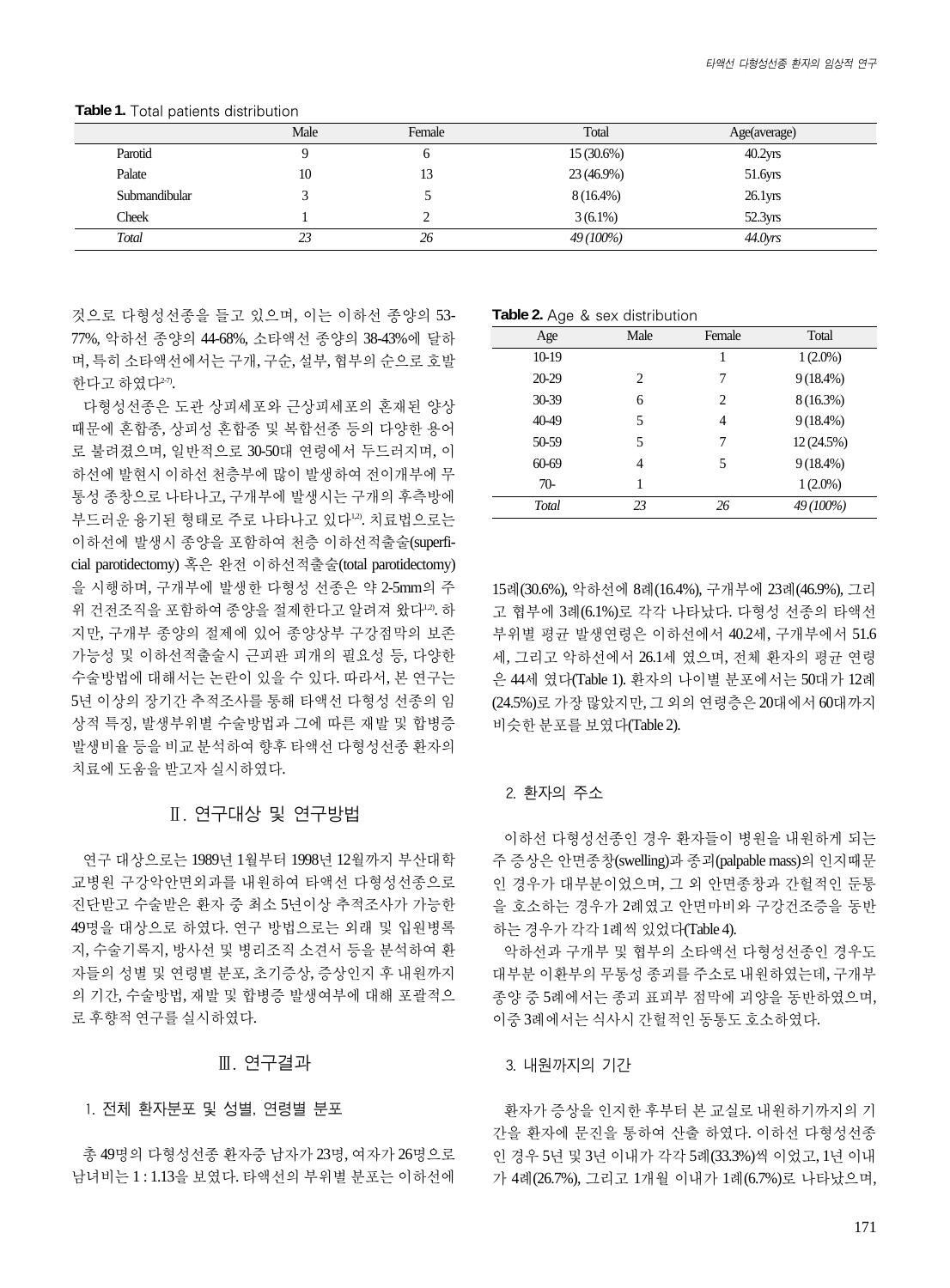**Table 1.** Total patients distribution

| | Male | Female | Total | Age(average) |
|---|---|---|---|---|
| Parotid | 9 | 6 | 15 (30.6%) | 40.2yrs |
| Palate | 10 | 13 | 23 (46.9%) | 51.6yrs |
| Submandibular | 3 | 5 | 8 (16.4%) | 26.1yrs |
| Cheek | 1 | 2 | 3 (6.1%) | 52.3yrs |
| *Total* | *23* | *26* | *49 (100%)* | *44.0yrs* |

것으로 다형성선종을 들고 있으며, 이는 이하선 종양의 53-77%, 악하선 종양의 44-68%, 소타액선 종양의 38-43%에 달하며, 특히 소타액선에서는 구개, 구순, 설부, 협부의 순으로 호발한다고 하였다[2-7].

다형성선종은 도관 상피세포와 근상피세포의 혼재된 양상 때문에 혼합종, 상피성 혼합종 및 복합선종 등의 다양한 용어로 불려졌으며, 일반적으로 30-50대 연령에서 두드러지며, 이하선에 발현시 이하선 천층부에 많이 발생하여 전이개부에 무통성 종창으로 나타나고, 구개부에 발생시는 구개의 후측방에 부드러운 융기된 형태로 주로 나타나고 있다[1,2]. 치료법으로는 이하선에 발생시 종양을 포함하여 천층 이하선적출술(superficial parotidectomy) 혹은 완전 이하선적출술(total parotidectomy)을 시행하며, 구개부에 발생한 다형성 선종은 약 2-5mm의 주위 건전조직을 포함하여 종양을 절제한다고 알려져 왔다[1,2]. 하지만, 구개부 종양의 절제에 있어 종양상부 구강점막의 보존 가능성 및 이하선적출술시 근피판 피개의 필요성 등, 다양한 수술방법에 대해서는 논란이 있을 수 있다. 따라서, 본 연구는 5년 이상의 장기간 추적조사를 통해 타액선 다형성 선종의 임상적 특징, 발생부위별 수술방법과 그에 따른 재발 및 합병증 발생비율 등을 비교 분석하여 향후 타액선 다형성선종 환자의 치료에 도움을 받고자 실시하였다.

## Ⅱ. 연구대상 및 연구방법

연구 대상으로는 1989년 1월부터 1998년 12월까지 부산대학교병원 구강악안면외과를 내원하여 타액선 다형성선종으로 진단받고 수술받은 환자 중 최소 5년이상 추적조사가 가능한 49명을 대상으로 하였다. 연구 방법으로는 외래 및 입원병록지, 수술기록지, 방사선 및 병리조직 소견서 등을 분석하여 환자들의 성별 및 연령별 분포, 초기증상, 증상인지 후 내원까지의 기간, 수술방법, 재발 및 합병증 발생여부에 대해 포괄적으로 후향적 연구를 실시하였다.

## Ⅲ. 연구결과

### 1. 전체 환자분포 및 성별, 연령별 분포

총 49명의 다형성선종 환자중 남자가 23명, 여자가 26명으로 남녀비는 1 : 1.13을 보였다. 타액선의 부위별 분포는 이하선에 15례(30.6%), 악하선에 8례(16.4%), 구개부에 23례(46.9%), 그리고 협부에 3례(6.1%)로 각각 나타났다. 다형성 선종의 타액선 부위별 평균 발생연령은 이하선에서 40.2세, 구개부에서 51.6세, 그리고 악하선에서 26.1세 였으며, 전체 환자의 평균 연령은 44세 였다(Table 1). 환자의 나이별 분포에서는 50대가 12례(24.5%)로 가장 많았지만, 그 외의 연령층은 20대에서 60대까지 비슷한 분포를 보였다(Table 2).

**Table 2.** Age & sex distribution

| Age | Male | Female | Total |
|---|---|---|---|
| 10-19 | | 1 | 1 (2.0%) |
| 20-29 | 2 | 7 | 9 (18.4%) |
| 30-39 | 6 | 2 | 8 (16.3%) |
| 40-49 | 5 | 4 | 9 (18.4%) |
| 50-59 | 5 | 7 | 12 (24.5%) |
| 60-69 | 4 | 5 | 9 (18.4%) |
| 70- | 1 | | 1 (2.0%) |
| *Total* | *23* | *26* | *49 (100%)* |

### 2. 환자의 주소

이하선 다형성선종인 경우 환자들이 병원을 내원하게 되는 주 증상은 안면종창(swelling)과 종괴(palpable mass)의 인지때문인 경우가 대부분이었으며, 그 외 안면종창과 간헐적인 둔통을 호소하는 경우가 2례였고 안면마비와 구강건조증을 동반하는 경우가 각각 1례씩 있었다(Table 4).

악하선과 구개부 및 협부의 소타액선 다형성선종인 경우도 대부분 이환부의 무통성 종괴를 주소로 내원하였는데, 구개부 종양 중 5례에서는 종괴 표피부 점막에 괴양을 동반하였으며, 이중 3례에서는 식사시 간헐적인 동통도 호소하였다.

### 3. 내원까지의 기간

환자가 증상을 인지한 후부터 본 교실로 내원하기까지의 기간을 환자에 문진을 통하여 산출 하였다. 이하선 다형성선종인 경우 5년 및 3년 이내가 각각 5례(33.3%)씩 이었고, 1년 이내가 4례(26.7%), 그리고 1개월 이내가 1례(6.7%)로 나타났으며,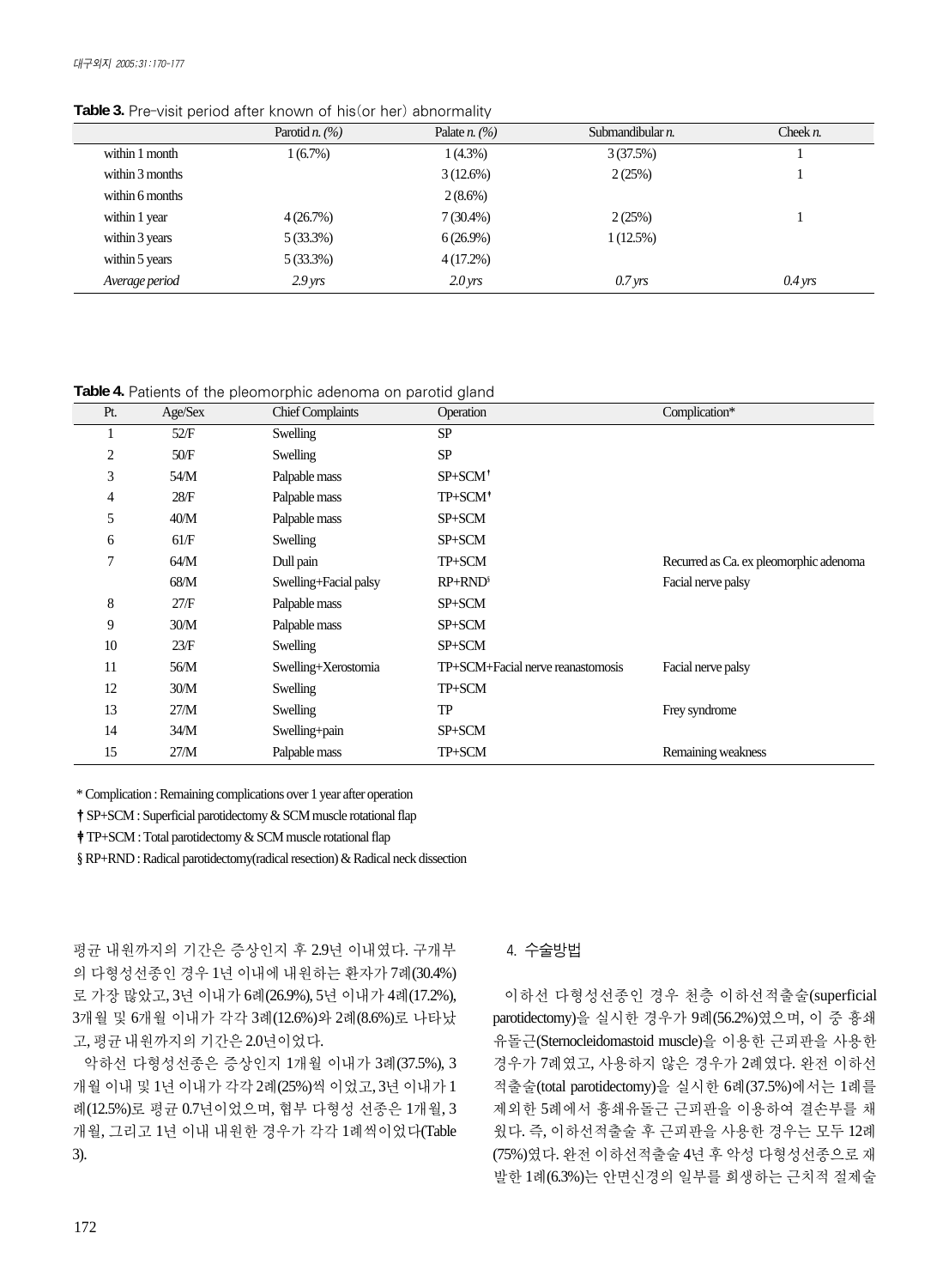**Table 3.** Pre-visit period after known of his(or her) abnormality

| | Parotid *n. (%)* | Palate *n. (%)* | Submandibular *n.* | Cheek *n.* |
|---|---|---|---|---|
| within 1 month | 1 (6.7%) | 1 (4.3%) | 3 (37.5%) | 1 |
| within 3 months | | 3 (12.6%) | 2 (25%) | 1 |
| within 6 months | | 2 (8.6%) | | |
| within 1 year | 4 (26.7%) | 7 (30.4%) | 2 (25%) | 1 |
| within 3 years | 5 (33.3%) | 6 (26.9%) | 1 (12.5%) | |
| within 5 years | 5 (33.3%) | 4 (17.2%) | | |
| *Average period* | *2.9 yrs* | *2.0 yrs* | *0.7 yrs* | *0.4 yrs* |

**Table 4.** Patients of the pleomorphic adenoma on parotid gland

| Pt. | Age/Sex | Chief Complaints | Operation | Complication* |
|---|---|---|---|---|
| 1 | 52/F | Swelling | SP | |
| 2 | 50/F | Swelling | SP | |
| 3 | 54/M | Palpable mass | SP+SCM† | |
| 4 | 28/F | Palpable mass | TP+SCM‡ | |
| 5 | 40/M | Palpable mass | SP+SCM | |
| 6 | 61/F | Swelling | SP+SCM | |
| 7 | 64/M | Dull pain | TP+SCM | Recurred as Ca. ex pleomorphic adenoma |
| | 68/M | Swelling+Facial palsy | RP+RND§ | Facial nerve palsy |
| 8 | 27/F | Palpable mass | SP+SCM | |
| 9 | 30/M | Palpable mass | SP+SCM | |
| 10 | 23/F | Swelling | SP+SCM | |
| 11 | 56/M | Swelling+Xerostomia | TP+SCM+Facial nerve reanastomosis | Facial nerve palsy |
| 12 | 30/M | Swelling | TP+SCM | |
| 13 | 27/M | Swelling | TP | Frey syndrome |
| 14 | 34/M | Swelling+pain | SP+SCM | |
| 15 | 27/M | Palpable mass | TP+SCM | Remaining weakness |

\* Complication : Remaining complications over 1 year after operation

† SP+SCM : Superficial parotidectomy & SCM muscle rotational flap

‡ TP+SCM : Total parotidectomy & SCM muscle rotational flap

§ RP+RND : Radical parotidectomy(radical resection) & Radical neck dissection

평균 내원까지의 기간은 증상인지 후 2.9년 이내였다. 구개부의 다형성선종인 경우 1년 이내에 내원하는 환자가 7례(30.4%)로 가장 많았고, 3년 이내가 6례(26.9%), 5년 이내가 4례(17.2%), 3개월 및 6개월 이내가 각각 3례(12.6%)와 2례(8.6%)로 나타났고, 평균 내원까지의 기간은 2.0년이었다.

악하선 다형성선종은 증상인지 1개월 이내가 3례(37.5%), 3개월 이내 및 1년 이내가 각각 2례(25%)씩 이었고, 3년 이내가 1례(12.5%)로 평균 0.7년이었으며, 협부 다형성 선종은 1개월, 3개월, 그리고 1년 이내 내원한 경우가 각각 1례씩이었다(Table 3).

### 4. 수술방법

이하선 다형성선종인 경우 천층 이하선적출술(superficial parotidectomy)을 실시한 경우가 9례(56.2%)였으며, 이 중 흉쇄유돌근(Sternocleidomastoid muscle)을 이용한 근피판을 사용한 경우가 7례였고, 사용하지 않은 경우가 2례였다. 완전 이하선적출술(total parotidectomy)을 실시한 6례(37.5%)에서는 1례를 제외한 5례에서 흉쇄유돌근 근피판을 이용하여 결손부를 채웠다. 즉, 이하선적출술 후 근피판을 사용한 경우는 모두 12례(75%)였다. 완전 이하선적출술 4년 후 악성 다형성선종으로 재발한 1례(6.3%)는 안면신경의 일부를 희생하는 근치적 절제술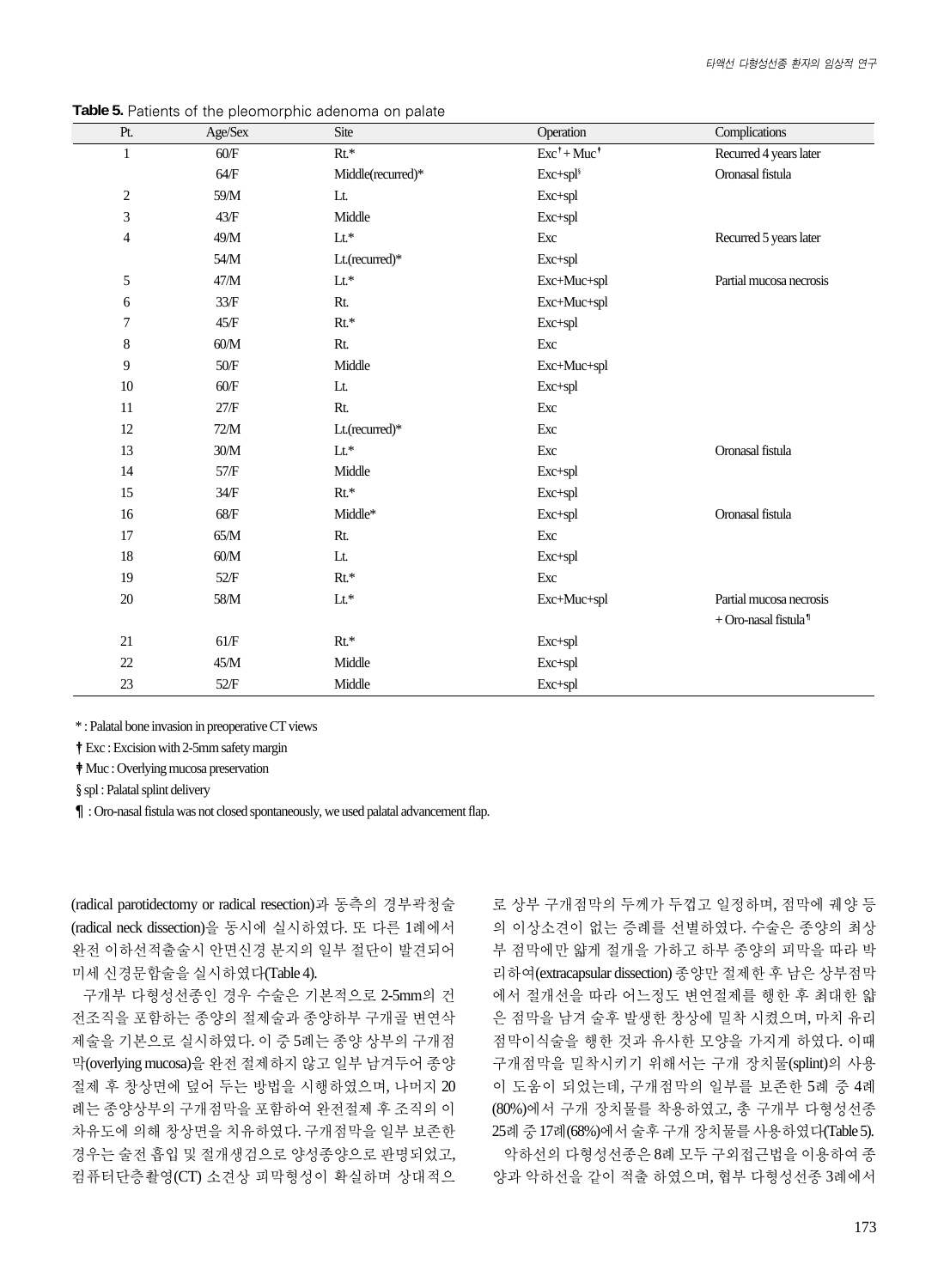**Table 5.** Patients of the pleomorphic adenoma on palate

| Pt. | Age/Sex | Site | Operation | Complications |
|---|---|---|---|---|
| 1 | 60/F | Rt.* | Exc† + Muc‡ | Recurred 4 years later |
| | 64/F | Middle(recurred)* | Exc+spl§ | Oronasal fistula |
| 2 | 59/M | Lt. | Exc+spl | |
| 3 | 43/F | Middle | Exc+spl | |
| 4 | 49/M | Lt.* | Exc | Recurred 5 years later |
| | 54/M | Lt.(recurred)* | Exc+spl | |
| 5 | 47/M | Lt.* | Exc+Muc+spl | Partial mucosa necrosis |
| 6 | 33/F | Rt. | Exc+Muc+spl | |
| 7 | 45/F | Rt.* | Exc+spl | |
| 8 | 60/M | Rt. | Exc | |
| 9 | 50/F | Middle | Exc+Muc+spl | |
| 10 | 60/F | Lt. | Exc+spl | |
| 11 | 27/F | Rt. | Exc | |
| 12 | 72/M | Lt.(recurred)* | Exc | |
| 13 | 30/M | Lt.* | Exc | Oronasal fistula |
| 14 | 57/F | Middle | Exc+spl | |
| 15 | 34/F | Rt.* | Exc+spl | |
| 16 | 68/F | Middle* | Exc+spl | Oronasal fistula |
| 17 | 65/M | Rt. | Exc | |
| 18 | 60/M | Lt. | Exc+spl | |
| 19 | 52/F | Rt.* | Exc | |
| 20 | 58/M | Lt.* | Exc+Muc+spl | Partial mucosa necrosis + Oro-nasal fistula¶ |
| 21 | 61/F | Rt.* | Exc+spl | |
| 22 | 45/M | Middle | Exc+spl | |
| 23 | 52/F | Middle | Exc+spl | |

* : Palatal bone invasion in preoperative CT views

† Exc : Excision with 2-5mm safety margin

‡ Muc : Overlying mucosa preservation

§ spl : Palatal splint delivery

¶ : Oro-nasal fistula was not closed spontaneously, we used palatal advancement flap.

(radical parotidectomy or radical resection)과 동측의 경부곽청술(radical neck dissection)을 동시에 실시하였다. 또 다른 1례에서 완전 이하선적출술시 안면신경 분지의 일부 절단이 발견되어 미세 신경문합술을 실시하였다(Table 4).

구개부 다형성선종인 경우 수술은 기본적으로 2-5mm의 건전조직을 포함하는 종양의 절제술과 종양하부 구개골 변연삭제술을 기본으로 실시하였다. 이 중 5례는 종양 상부의 구개점막(overlying mucosa)을 완전 절제하지 않고 일부 남겨두어 종양 절제 후 창상면에 덮어 두는 방법을 시행하였으며, 나머지 20례는 종양상부의 구개점막을 포함하여 완전절제 후 조직의 이차유도에 의해 창상면을 치유하였다. 구개점막을 일부 보존한 경우는 술전 흡입 및 절개생검으로 양성종양으로 판명되었고, 컴퓨터단층촬영(CT) 소견상 피막형성이 확실하며 상대적으로 상부 구개점막의 두께가 두껍고 일정하며, 점막에 궤양 등의 이상소견이 없는 증례를 선별하였다. 수술은 종양의 최상부 점막에만 얇게 절개를 가하고 하부 종양의 피막을 따라 박리하여(extracapsular dissection) 종양만 절제한 후 남은 상부점막에서 절개선을 따라 어느정도 변연절제를 행한 후 최대한 얇은 점막을 남겨 술후 발생한 창상에 밀착 시켰으며, 마치 유리점막이식술을 행한 것과 유사한 모양을 가지게 하였다. 이때 구개점막을 밀착시키기 위해서는 구개 장치물(splint)의 사용이 도움이 되었는데, 구개점막의 일부를 보존한 5례 중 4례(80%)에서 구개 장치물을 착용하였고, 총 구개부 다형성선종 25례 중 17례(68%)에서 술후 구개 장치물을 사용하였다(Table 5).

악하선의 다형성선종은 8례 모두 구외접근법을 이용하여 종양과 악하선을 같이 적출 하였으며, 협부 다형성선종 3례에서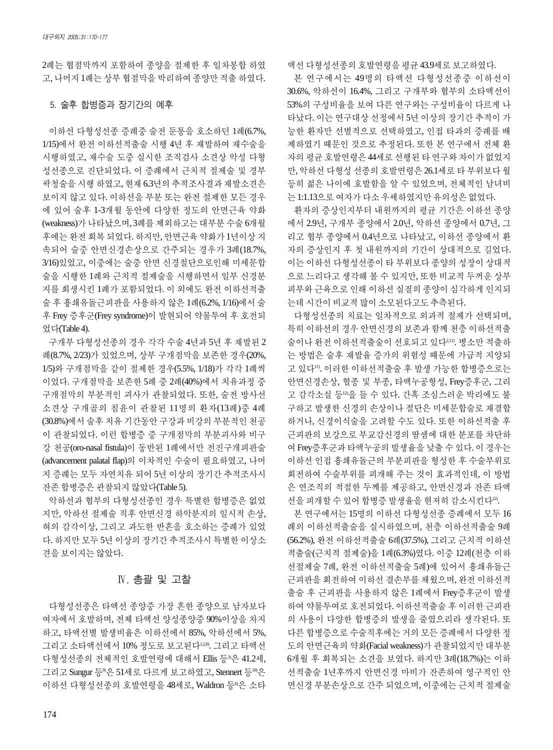2례는 협점막까지 포함하여 종양을 절제한 후 일차봉합 하였고, 나머지 1례는 상부 협점막을 박리하여 종양만 적출 하였다.

### 5. 술후 합병증과 장기간의 예후

이하선 다형성선종 증례중 술전 둔통을 호소하던 1례(6.7%, 1/15)에서 완전 이하선적출술 시행 4년 후 재발하여 재수술을 시행하였고, 재수술 도중 실시한 조직검사 소견상 악성 다형성선종으로 진단되었다. 이 증례에서 근치적 절제술 및 경부곽청술을 시행 하였고, 현재 6.3년의 추적조사결과 재발소견은 보이지 않고 있다. 이하선을 부분 또는 완전 절제한 모든 경우에 있어 술후 1-3개월 동안에 다양한 정도의 안면근육 약화(weakness)가 나타났으며, 3례를 제외하고는 대부분 수술 6개월 후에는 완전 회복 되었다. 하지만, 안면근육 약화가 1년이상 지속되어 술중 안면신경손상으로 간주되는 경우가 3례(18.7%, 3/16)있었고, 이중에는 술중 안면 신경절단으로인해 미세문합술을 시행한 1례와 근치적 절제술을 시행하면서 일부 신경분지를 희생시킨 1례가 포함되었다. 이 외에도 완전 이하선적출술 후 흉쇄유돌근피판을 사용하지 않은 1례(6.2%, 1/16)에서 술후 Frey 증후군(Frey syndrome)이 발현되어 약물투여 후 호전되었다(Table 4).

구개부 다형성선종의 경우 각각 수술 4년과 5년 후 재발된 2례(8.7%, 2/23)가 있었으며, 상부 구개점막을 보존한 경우(20%, 1/5)와 구개점막을 같이 절제한 경우(5.5%, 1/18)가 각각 1례씩이었다. 구개점막을 보존한 5례 중 2례(40%)에서 치유과정 중 구개점막의 부분적인 괴사가 관찰되었다. 또한, 술전 방사선 소견상 구개골의 침윤이 관찰된 11명의 환자(13례)중 4례(30.8%)에서 술후 치유 기간동안 구강과 비강의 부분적인 천공이 관찰되었다. 이런 합병증 중 구개점막의 부분괴사와 비구강 천공(oro-nasal fistula)이 동반된 1례에서만 전진구개피판술(advancement palatal flap)의 이차적인 수술이 필요하였고, 나머지 증례는 모두 자연치유 되어 5년 이상의 장기간 추적조사시 잔존 합병증은 관찰되지 않았다(Table 5).

악하선과 협부의 다형성선종인 경우 특별한 합병증은 없었지만, 악하선 절제술 직후 안면신경 하악분지의 일시적 손상, 혀의 감각이상, 그리고 과도한 반흔을 호소하는 증례가 있었다. 하지만 모두 5년 이상의 장기간 추적조사시 특별한 이상소견을 보이지는 않았다.

## Ⅳ. 총괄 및 고찰

다형성선종은 타액선 종양중 가장 흔한 종양으로 남자보다 여자에서 호발하며, 전체 타액선 양성종양중 90%이상을 차지하고, 타액선별 발생비율은 이하선에서 85%, 악하선에서 5%, 그리고 소타액선에서 10% 정도로 보고된다[2,8]. 그리고 타액선 다형성선종의 전체적인 호발연령에 대해서 Ellis 등[3]은 41.2세, 그리고 Sungur 등[9]은 51세로 다르게 보고하였고, Stennert 등[10]은 이하선 다형성선종의 호발연령을 48세로, Waldron 등[6]은 소타액선 다형성선종의 호발연령을 평균 43.9세로 보고하였다.

본 연구에서는 49명의 타액선 다형성선종중 이하선이 30.6%, 악하선이 16.4%, 그리고 구개부와 협부의 소타액선이 53%의 구성비율을 보여 다른 연구와는 구성비율이 다르게 나타났다. 이는 연구대상 선정에서 5년 이상의 장기간 추적이 가능한 환자만 선별적으로 선택하였고, 인접 타과의 증례를 배제하였기 때문인 것으로 추정된다. 또한 본 연구에서 전체 환자의 평균 호발연령은 44세로 선행된 타 연구와 차이가 없었지만, 악하선 다형성 선종의 호발연령은 26.1세로 타 부위보다 월등히 젊은 나이에 호발함을 알 수 있었으며, 전체적인 남녀비는 1:1.13으로 여자가 다소 우세하였지만 유의성은 없었다.

환자의 증상인지부터 내원까지의 평균 기간은 이하선 종양에서 2.9년, 구개부 종양에서 2.0년, 악하선 종양에서 0.7년, 그리고 협부 종양에서 0.4년으로 나타났고, 이하선 종양에서 환자의 증상인지 후 첫 내원까지의 기간이 상대적으로 길었다. 이는 이하선 다형성선종이 타 부위보다 종양의 성장이 상대적으로 느리다고 생각해 볼 수 있지만, 또한 비교적 두꺼운 상부 피부와 근육으로 인해 이하선 실질의 종양이 심각하게 인지되는데 시간이 비교적 많이 소모된다고도 추측된다.

다형성선종의 치료는 일차적으로 외과적 절제가 선택되며, 특히 이하선의 경우 안면신경의 보존과 함께 천층 이하선적출술이나 완전 이하선적출술이 선호되고 있다[2,11]. 병소만 적출하는 방법은 술후 재발율 증가의 위험성 때문에 가급적 지양되고 있다[11]. 이러한 이하선적출술 후 발생 가능한 합병증으로는 안면신경손상, 혈종 및 부종, 타액누공형성, Frey증후군, 그리고 감각소실 등[12]을 들 수 있다. 간혹 조심스러운 박리에도 불구하고 발생한 신경의 손상이나 절단은 미세문합술로 재결합하거나, 신경이식술을 고려할 수도 있다. 또한 이하선적출 후 근피판의 보강으로 부교감신경의 땀샘에 대한 분포를 차단하여 Frey증후군과 타액누공의 발생율을 낮출 수 있다. 이 경우는 이하선 인접 흉쇄유돌근의 부분피판을 형성한 후 수술부위로 회전하여 수술부위를 피개해 주는 것이 효과적인데, 이 방법은 연조직의 적절한 두께를 제공하고, 안면신경과 잔존 타액선을 피개할 수 있어 합병증 발생율을 현저히 감소시킨다[22].

본 연구에서는 15명의 이하선 다형성선종 증례에서 모두 16례의 이하선적출술을 실시하였으며, 천층 이하선적출술 9례(56.2%), 완전 이하선적출술 6례(37.5%), 그리고 근치적 이하선적출술(근치적 절제술)을 1례(6.3%)였다. 이중 12례(천층 이하선절제술 7례, 완전 이하선적출술 5례)에 있어서 흉쇄유돌근 근피판을 회전하여 이하선 결손부를 채웠으며, 완전 이하선적출술 후 근피판을 사용하지 않은 1례에서 Frey증후군이 발생하여 약물투여로 호전되었다. 이하선적출술 후 이러한 근피판의 사용이 다양한 합병증의 발생을 줄였으리라 생각된다. 또 다른 합병증으로 수술직후에는 거의 모든 증례에서 다양한 정도의 안면근육의 약화(Facial weakness)가 관찰되었지만 대부분 6개월 후 회복되는 소견을 보였다. 하지만 3례(18.7%)는 이하선적출술 1년후까지 안면신경 마비가 잔존하여 영구적인 안면신경 부분손상으로 간주 되었으며, 이중에는 근치적 절제술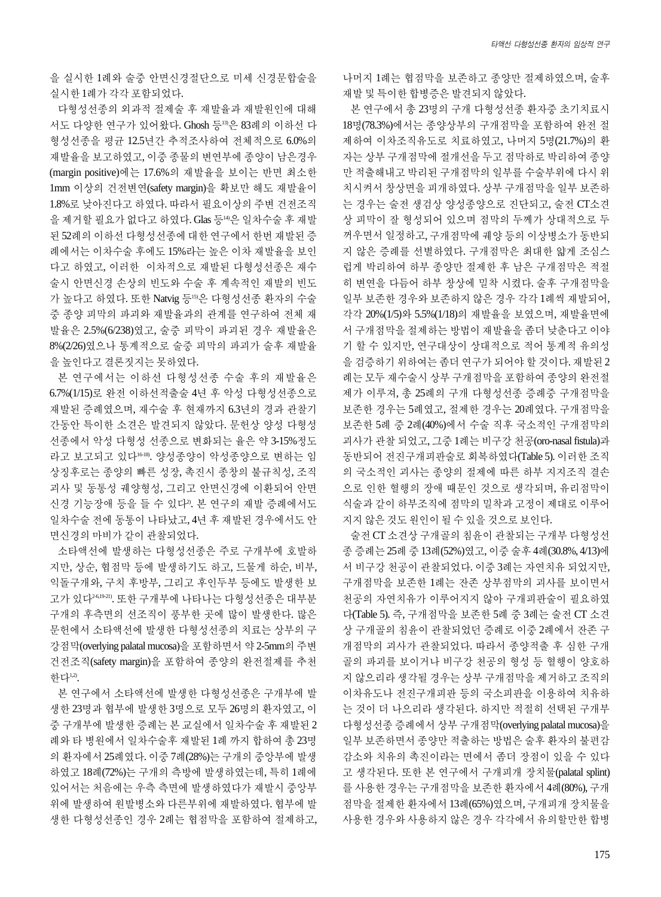을 실시한 1례와 술중 안면신경절단으로 미세 신경문합술을 실시한 1례가 각각 포함되었다.

다형성선종의 외과적 절제술 후 재발율과 재발원인에 대해서도 다양한 연구가 있어왔다. Ghosh 등[13]은 83례의 이하선 다형성선종을 평균 12.5년간 추적조사하여 전체적으로 6.0%의 재발율을 보고하였고, 이중 종물의 변연부에 종양이 남은경우(margin positive)에는 17.6%의 재발율을 보이는 반면 최소한 1mm 이상의 건전변연(safety margin)을 확보만 해도 재발율이 1.8%로 낮아진다고 하였다. 따라서 필요이상의 주변 건전조직을 제거할 필요가 없다고 하였다. Glas 등[14]은 일차수술 후 재발된 52례의 이하선 다형성선종에 대한 연구에서 한번 재발된 증례에서는 이차수술 후에도 15%라는 높은 이차 재발율을 보인다고 하였고, 이러한 이차적으로 재발된 다형성선종은 재수술시 안면신경 손상의 빈도와 수술 후 계속적인 재발의 빈도가 높다고 하였다. 또한 Natvig 등[15]은 다형성선종 환자의 수술중 종양 피막의 파괴와 재발율과의 관계를 연구하여 전체 재발율은 2.5%(6/238)였고, 술중 피막이 파괴된 경우 재발율은 8%(2/26)였으나 통계적으로 술중 피막의 파괴가 술후 재발율을 높인다고 결론짓지는 못하였다.

본 연구에서는 이하선 다형성선종 수술 후의 재발율은 6.7%(1/15)로 완전 이하선적출술 4년 후 악성 다형성선종으로 재발된 증례였으며, 재수술 후 현재까지 6.3년의 경과 관찰기간동안 특이한 소견은 발견되지 않았다. 문헌상 양성 다형성선종에서 악성 다형성 선종으로 변화되는 율은 약 3-15%정도라고 보고되고 있다[16-18]. 양성종양이 악성종양으로 변하는 임상징후로는 종양의 빠른 성장, 촉진시 종창의 불규칙성, 조직괴사 및 동통성 궤양형성, 그리고 안면신경에 이환되어 안면신경 기능장애 등을 들 수 있다[3]. 본 연구의 재발 증례에서도 일차수술 전에 동통이 나타났고, 4년 후 재발된 경우에서도 안면신경의 마비가 같이 관찰되었다.

소타액선에 발생하는 다형성선종은 주로 구개부에 호발하지만, 상순, 협점막 등에 발생하기도 하고, 드물게 하순, 비부, 익돌구개와, 구치 후방부, 그리고 후인두부 등에도 발생한 보고가 있다[2-6,19-21]. 또한 구개부에 나타나는 다형성선종은 대부분 구개의 후측면의 선조직이 풍부한 곳에 많이 발생한다. 많은 문헌에서 소타액선에 발생한 다형성선종의 치료는 상부의 구강점막(overlying palatal mucosa)을 포함하면서 약 2-5mm의 주변 건전조직(safety margin)을 포함하여 종양의 완전절제를 추천한다[1,2].

본 연구에서 소타액선에 발생한 다형성선종은 구개부에 발생한 23명과 협부에 발생한 3명으로 모두 26명의 환자였고, 이중 구개부에 발생한 증례는 본 교실에서 일차수술 후 재발된 2례와 타 병원에서 일차수술후 재발된 1례 까지 합하여 총 23명의 환자에서 25례였다. 이중 7례(28%)는 구개의 중앙부에 발생하였고 18례(72%)는 구개의 측방에 발생하였는데, 특히 1례에 있어서는 처음에는 우측 측면에 발생하였다가 재발시 중앙부위에 발생하여 원발병소와 다른부위에 재발하였다. 협부에 발생한 다형성선종인 경우 2례는 협점막을 포함하여 절제하고, 나머지 1례는 협점막을 보존하고 종양만 절제하였으며, 술후 재발 및 특이한 합병증은 발견되지 않았다.

본 연구에서 총 23명의 구개 다형성선종 환자중 초기치료시 18명(78.3%)에서는 종양상부의 구개점막을 포함하여 완전 절제하여 이차조직유도로 치료하였고, 나머지 5명(21.7%)의 환자는 상부 구개점막에 절개선을 두고 점막하로 박리하여 종양만 적출해내고 박리된 구개점막의 일부를 수술부위에 다시 위치시켜서 창상면을 피개하였다. 상부 구개점막을 일부 보존하는 경우는 술전 생검상 양성종양으로 진단되고, 술전 CT소견상 피막이 잘 형성되어 있으며 점막의 두께가 상대적으로 두꺼우면서 일정하고, 구개점막에 궤양 등의 이상병소가 동반되지 않은 증례를 선별하였다. 구개점막은 최대한 얇게 조심스럽게 박리하여 하부 종양만 절제한 후 남은 구개점막은 적절히 변연을 다듬어 하부 창상에 밀착 시켰다. 술후 구개점막을 일부 보존한 경우와 보존하지 않은 경우 각각 1례씩 재발되어, 각각 20%(1/5)와 5.5%(1/18)의 재발율을 보였으며, 재발율면에서 구개점막을 절제하는 방법이 재발율을 좀더 낮춘다고 이야기 할 수 있지만, 연구대상이 상대적으로 적어 통계적 유의성을 검증하기 위하여는 좀더 연구가 되어야 할 것이다. 재발된 2례는 모두 재수술시 상부 구개점막을 포함하여 종양의 완전절제가 이루져, 총 25례의 구개 다형성선종 증례중 구개점막을 보존한 경우는 5례였고, 절제한 경우는 20례였다. 구개점막을 보존한 5례 중 2례(40%)에서 수술 직후 국소적인 구개점막의 괴사가 관찰 되었고, 그중 1례는 비구강 천공(oro-nasal fistula)과 동반되어 전진구개피판술로 회복하였다(Table 5). 이러한 조직의 국소적인 괴사는 종양의 절제에 따른 하부 지지조직 결손으로 인한 혈행의 장애 때문인 것으로 생각되며, 유리점막이 식술과 같이 하부조직에 점막의 밀착과 고정이 제대로 이루어지지 않은 것도 원인이 될 수 있을 것으로 보인다.

술전 CT 소견상 구개골의 침윤이 관찰되는 구개부 다형성선종 증례는 25례 중 13례(52%)였고, 이중 술후 4례(30.8%, 4/13)에서 비구강 천공이 관찰되었다. 이중 3례는 자연치유 되었지만, 구개점막을 보존한 1례는 잔존 상부점막의 괴사를 보이면서 천공의 자연치유가 이루어지지 않아 구개피판술이 필요하였다(Table 5). 즉, 구개점막을 보존한 5례 중 3례는 술전 CT 소견상 구개골의 침윤이 관찰되었던 증례로 이중 2례에서 잔존 구개점막의 괴사가 관찰되었다. 따라서 종양적출 후 심한 구개골의 파괴를 보이거나 비구강 천공의 형성 등 혈행이 양호하지 않으리라 생각될 경우는 상부 구개점막을 제거하고 조직의 이차유도나 전진구개피판 등의 국소피판을 이용하여 치유하는 것이 더 나으리라 생각된다. 하지만 적절히 선택된 구개부 다형성선종 증례에서 상부 구개점막(overlying palatal mucosa)을 일부 보존하면서 종양만 적출하는 방법은 술후 환자의 불편감 감소와 치유의 촉진이라는 면에서 좀더 장점이 있을 수 있다고 생각된다. 또한 본 연구에서 구개피개 장치물(palatal splint)를 사용한 경우는 구개점막을 보존한 환자에서 4례(80%), 구개점막을 절제한 환자에서 13례(65%)였으며, 구개피개 장치물을 사용한 경우와 사용하지 않은 경우 각각에서 유의할만한 합병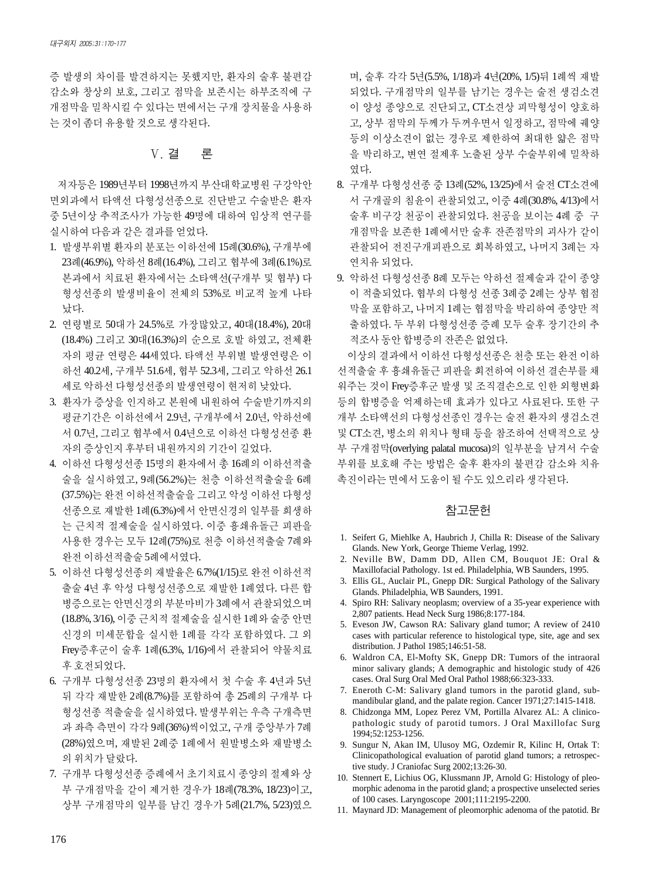증 발생의 차이를 발견하지는 못했지만, 환자의 술후 불편감 감소와 창상의 보호, 그리고 점막을 보존시는 하부조직에 구개점막을 밀착시킬 수 있다는 면에서는 구개 장치물을 사용하는 것이 좀더 유용할 것으로 생각된다.

## Ⅴ. 결 론

저자등은 1989년부터 1998년까지 부산대학교병원 구강악안면외과에서 타액선 다형성선종으로 진단받고 수술받은 환자 중 5년이상 추적조사가 가능한 49명에 대하여 임상적 연구를 실시하여 다음과 같은 결과를 얻었다.

1. 발생부위별 환자의 분포는 이하선에 15례(30.6%), 구개부에 23례(46.9%), 악하선 8례(16.4%), 그리고 협부에 3례(6.1%)로 본과에서 치료된 환자에서는 소타액선(구개부 및 협부) 다형성선종의 발생비율이 전체의 53%로 비교적 높게 나타났다.
2. 연령별로 50대가 24.5%로 가장많았고, 40대(18.4%), 20대(18.4%) 그리고 30대(16.3%)의 순으로 호발 하였고, 전체환자의 평균 연령은 44세였다. 타액선 부위별 발생연령은 이하선 40.2세, 구개부 51.6세, 협부 52.3세, 그리고 악하선 26.1세로 악하선 다형성선종의 발생연령이 현저히 낮았다.
3. 환자가 증상을 인지하고 본원에 내원하여 수술받기까지의 평균기간은 이하선에서 2.9년, 구개부에서 2.0년, 악하선에서 0.7년, 그리고 협부에서 0.4년으로 이하선 다형성선종 환자의 증상인지 후부터 내원까지의 기간이 길었다.
4. 이하선 다형성선종 15명의 환자에서 총 16례의 이하선적출술을 실시하였고, 9례(56.2%)는 천층 이하선적출술을 6례(37.5%)는 완전 이하선적출술을 그리고 악성 이하선 다형성선종으로 재발한 1례(6.3%)에서 안면신경의 일부를 희생하는 근치적 절제술을 실시하였다. 이중 흉쇄유돌근 피판을 사용한 경우는 모두 12례(75%)로 천층 이하선적출술 7례와 완전 이하선적출술 5례에서였다.
5. 이하선 다형성선종의 재발율은 6.7%(1/15)로 완전 이하선적출술 4년 후 악성 다형성선종으로 재발한 1례였다. 다른 합병증으로는 안면신경의 부분마비가 3례에서 관찰되었으며(18.8%, 3/16), 이중 근치적 절제술을 실시한 1례와 술중 안면신경의 미세문합을 실시한 1례를 각각 포함하였다. 그 외 Frey증후군이 술후 1례(6.3%, 1/16)에서 관찰되어 약물치료 후 호전되었다.
6. 구개부 다형성선종 23명의 환자에서 첫 수술 후 4년과 5년 뒤 각각 재발한 2례(8.7%)를 포함하여 총 25례의 구개부 다형성선종 적출술을 실시하였다. 발생부위는 우측 구개측면과 좌측 측면이 각각 9례(36%)씩이었고, 구개 중앙부가 7례(28%)였으며, 재발된 2례중 1례에서 원발병소와 재발병소의 위치가 달랐다.
7. 구개부 다형성선종 증례에서 초기치료시 종양의 절제와 상부 구개점막을 같이 제거한 경우가 18례(78.3%, 18/23)이고, 상부 구개점막의 일부를 남긴 경우가 5례(21.7%, 5/23)였으며, 술후 각각 5년(5.5%, 1/18)과 4년(20%, 1/5)뒤 1례씩 재발되었다. 구개점막의 일부를 남기는 경우는 술전 생검소견이 양성 종양으로 진단되고, CT소견상 피막형성이 양호하고, 상부 점막의 두께가 두꺼우면서 일정하고, 점막에 궤양 등의 이상소견이 없는 경우로 제한하여 최대한 얇은 점막을 박리하고, 변연 절제후 노출된 상부 수술부위에 밀착하였다.
8. 구개부 다형성선종 중 13례(52%, 13/25)에서 술전 CT소견에서 구개골의 침윤이 관찰되었고, 이중 4례(30.8%, 4/13)에서 술후 비구강 천공이 관찰되었다. 천공을 보이는 4례 중 구개점막을 보존한 1례에서만 술후 잔존점막의 괴사가 같이 관찰되어 전진구개피판으로 회복하였고, 나머지 3례는 자연치유 되었다.
9. 악하선 다형성선종 8례 모두는 악하선 절제술과 같이 종양이 적출되었다. 협부의 다형성 선종 3례중 2례는 상부 협점막을 포함하고, 나머지 1례는 협점막을 박리하여 종양만 적출하였다. 두 부위 다형성선종 증례 모두 술후 장기간의 추적조사 동안 합병증의 잔존은 없었다.

이상의 결과에서 이하선 다형성선종은 천층 또는 완전 이하선적출술 후 흉쇄유돌근 피판을 회전하여 이하선 결손부를 채워주는 것이 Frey증후군 발생 및 조직결손으로 인한 외형변화 등의 합병증을 억제하는데 효과가 있다고 사료된다. 또한 구개부 소타액선의 다형성선종인 경우는 술전 환자의 생검소견 및 CT소견, 병소의 위치나 형태 등을 참조하여 선택적으로 상부 구개점막(overlying palatal mucosa)의 일부분을 남겨서 수술부위를 보호해 주는 방법은 술후 환자의 불편감 감소와 치유촉진이라는 면에서 도움이 될 수도 있으리라 생각된다.

## 참고문헌

1. Seifert G, Miehlke A, Haubrich J, Chilla R: Disease of the Salivary Glands. New York, George Thieme Verlag, 1992.
2. Neville BW, Damm DD, Allen CM, Bouquot JE: Oral & Maxillofacial Pathology. 1st ed. Philadelphia, WB Saunders, 1995.
3. Ellis GL, Auclair PL, Gnepp DR: Surgical Pathology of the Salivary Glands. Philadelphia, WB Saunders, 1991.
4. Spiro RH: Salivary neoplasm; overview of a 35-year experience with 2,807 patients. Head Neck Surg 1986;8:177-184.
5. Eveson JW, Cawson RA: Salivary gland tumor; A review of 2410 cases with particular reference to histological type, site, age and sex distribution. J Pathol 1985;146:51-58.
6. Waldron CA, El-Mofty SK, Gnepp DR: Tumors of the intraoral minor salivary glands; A demographic and histologic study of 426 cases. Oral Surg Oral Med Oral Pathol 1988;66:323-333.
7. Eneroth C-M: Salivary gland tumors in the parotid gland, submandibular gland, and the palate region. Cancer 1971;27:1415-1418.
8. Chidzonga MM, Lopez Perez VM, Portilla Alvarez AL: A clinicopathologic study of parotid tumors. J Oral Maxillofac Surg 1994;52:1253-1256.
9. Sungur N, Akan IM, Ulusoy MG, Ozdemir R, Kilinc H, Ortak T: Clinicopathological evaluation of parotid gland tumors; a retrospective study. J Craniofac Surg 2002;13:26-30.
10. Stennert E, Lichius OG, Klussmann JP, Arnold G: Histology of pleomorphic adenoma in the parotid gland; a prospective unselected series of 100 cases. Laryngoscope 2001;111:2195-2200.
11. Maynard JD: Management of pleomorphic adenoma of the patotid. Br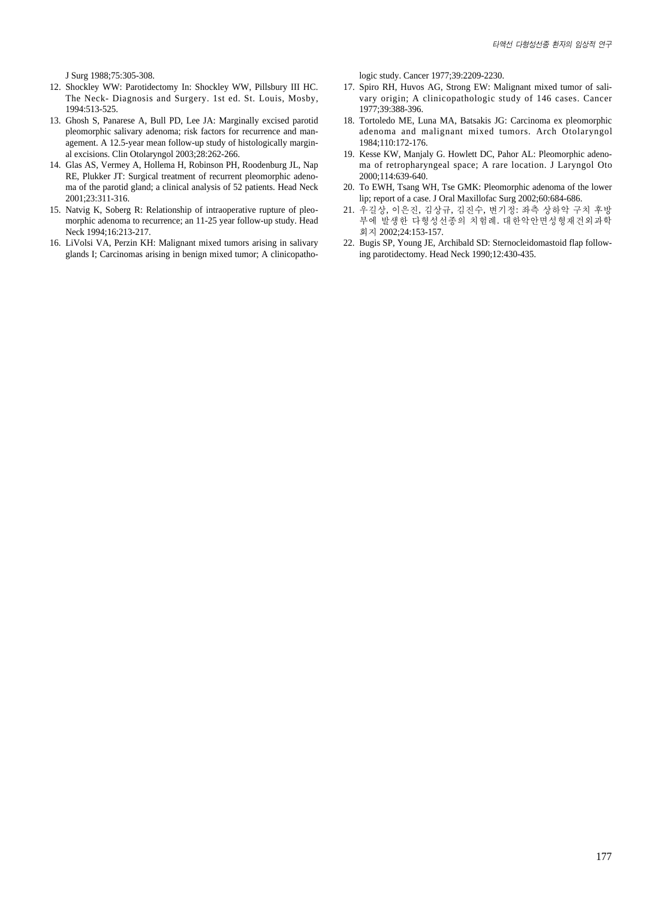J Surg 1988;75:305-308.

12. Shockley WW: Parotidectomy In: Shockley WW, Pillsbury III HC. The Neck- Diagnosis and Surgery. 1st ed. St. Louis, Mosby, 1994:513-525.
13. Ghosh S, Panarese A, Bull PD, Lee JA: Marginally excised parotid pleomorphic salivary adenoma; risk factors for recurrence and management. A 12.5-year mean follow-up study of histologically marginal excisions. Clin Otolaryngol 2003;28:262-266.
14. Glas AS, Vermey A, Hollema H, Robinson PH, Roodenburg JL, Nap RE, Plukker JT: Surgical treatment of recurrent pleomorphic adenoma of the parotid gland; a clinical analysis of 52 patients. Head Neck 2001;23:311-316.
15. Natvig K, Soberg R: Relationship of intraoperative rupture of pleomorphic adenoma to recurrence; an 11-25 year follow-up study. Head Neck 1994;16:213-217.
16. LiVolsi VA, Perzin KH: Malignant mixed tumors arising in salivary glands I; Carcinomas arising in benign mixed tumor; A clinicopathologic study. Cancer 1977;39:2209-2230.
17. Spiro RH, Huvos AG, Strong EW: Malignant mixed tumor of salivary origin; A clinicopathologic study of 146 cases. Cancer 1977;39:388-396.
18. Tortoledo ME, Luna MA, Batsakis JG: Carcinoma ex pleomorphic adenoma and malignant mixed tumors. Arch Otolaryngol 1984;110:172-176.
19. Kesse KW, Manjaly G. Howlett DC, Pahor AL: Pleomorphic adenoma of retropharyngeal space; A rare location. J Laryngol Oto 2000;114:639-640.
20. To EWH, Tsang WH, Tse GMK: Pleomorphic adenoma of the lower lip; report of a case. J Oral Maxillofac Surg 2002;60:684-686.
21. 우길상, 이은진, 김상규, 김진수, 변기정: 좌측 상하악 구치 후방부에 발생한 다형성선종의 치험례. 대한악안면성형재건외과학회지 2002;24:153-157.
22. Bugis SP, Young JE, Archibald SD: Sternocleidomastoid flap following parotidectomy. Head Neck 1990;12:430-435.